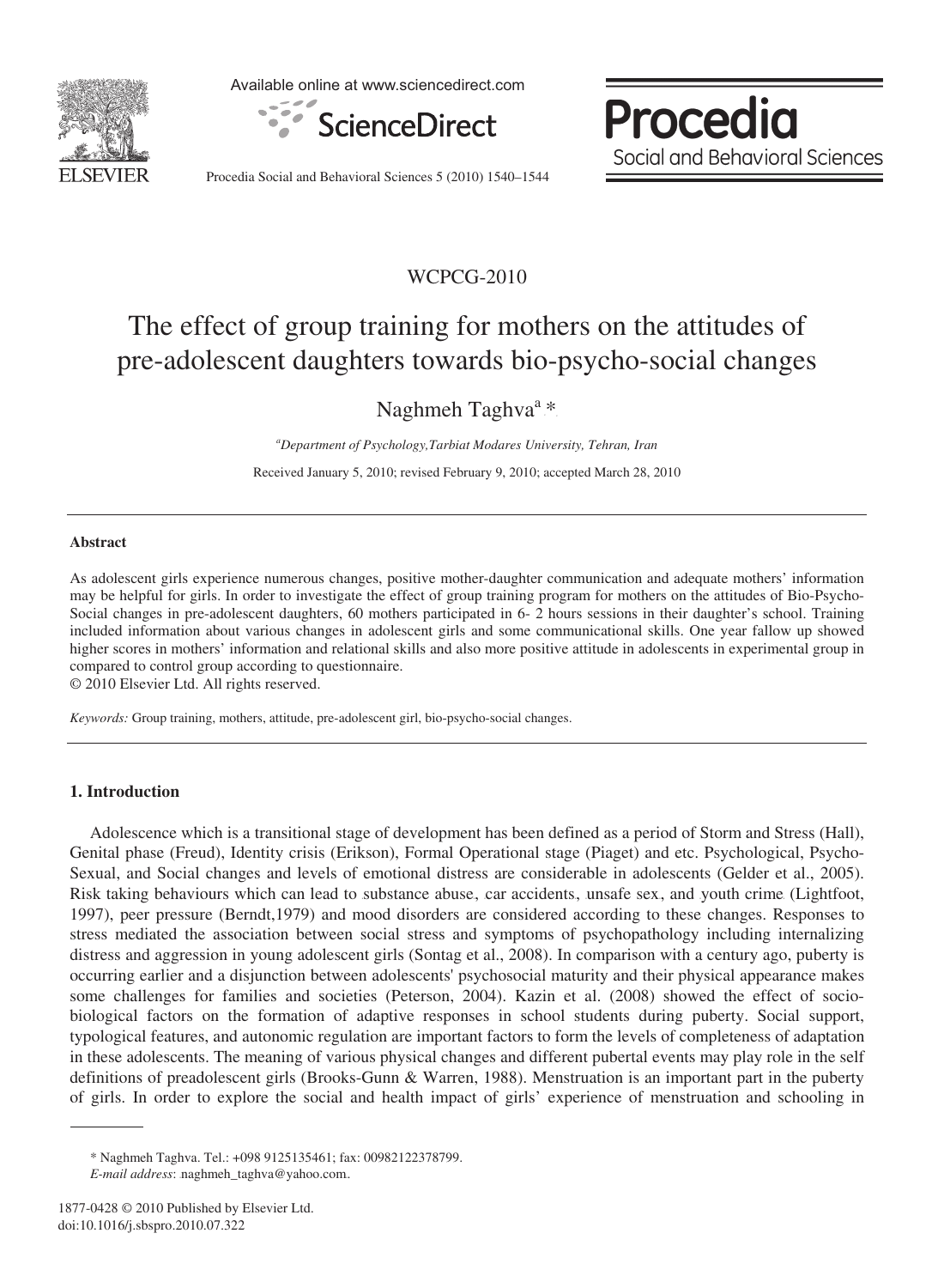WCPCG-2010

# The effect of group training for mothers on the attitudes of pre-adolescent daughters towards bio-psycho-social changes

Naghmeh Taghva[a] *

[a]*Department of Psychology,Tarbiat Modares University, Tehran, Iran*

Received January 5, 2010; revised February 9, 2010; accepted March 28, 2010

## Abstract

As adolescent girls experience numerous changes, positive mother-daughter communication and adequate mothers' information may be helpful for girls. In order to investigate the effect of group training program for mothers on the attitudes of Bio-Psycho-Social changes in pre-adolescent daughters, 60 mothers participated in 6- 2 hours sessions in their daughter's school. Training included information about various changes in adolescent girls and some communicational skills. One year fallow up showed higher scores in mothers' information and relational skills and also more positive attitude in adolescents in experimental group in compared to control group according to questionnaire.

© 2010 Elsevier Ltd. All rights reserved.

*Keywords:* Group training, mothers, attitude, pre-adolescent girl, bio-psycho-social changes.

## 1. Introduction

Adolescence which is a transitional stage of development has been defined as a period of Storm and Stress (Hall), Genital phase (Freud), Identity crisis (Erikson), Formal Operational stage (Piaget) and etc. Psychological, Psycho-Sexual, and Social changes and levels of emotional distress are considerable in adolescents (Gelder et al., 2005). Risk taking behaviours which can lead to substance abuse, car accidents, unsafe sex, and youth crime (Lightfoot, 1997), peer pressure (Berndt,1979) and mood disorders are considered according to these changes. Responses to stress mediated the association between social stress and symptoms of psychopathology including internalizing distress and aggression in young adolescent girls (Sontag et al., 2008). In comparison with a century ago, puberty is occurring earlier and a disjunction between adolescents' psychosocial maturity and their physical appearance makes some challenges for families and societies (Peterson, 2004). Kazin et al. (2008) showed the effect of socio-biological factors on the formation of adaptive responses in school students during puberty. Social support, typological features, and autonomic regulation are important factors to form the levels of completeness of adaptation in these adolescents. The meaning of various physical changes and different pubertal events may play role in the self definitions of preadolescent girls (Brooks-Gunn & Warren, 1988). Menstruation is an important part in the puberty of girls. In order to explore the social and health impact of girls' experience of menstruation and schooling in

* Naghmeh Taghva. Tel.: +098 9125135461; fax: 00982122378799.
*E-mail address*: naghmeh_taghva@yahoo.com.

1877-0428 © 2010 Published by Elsevier Ltd.
doi:10.1016/j.sbspro.2010.07.322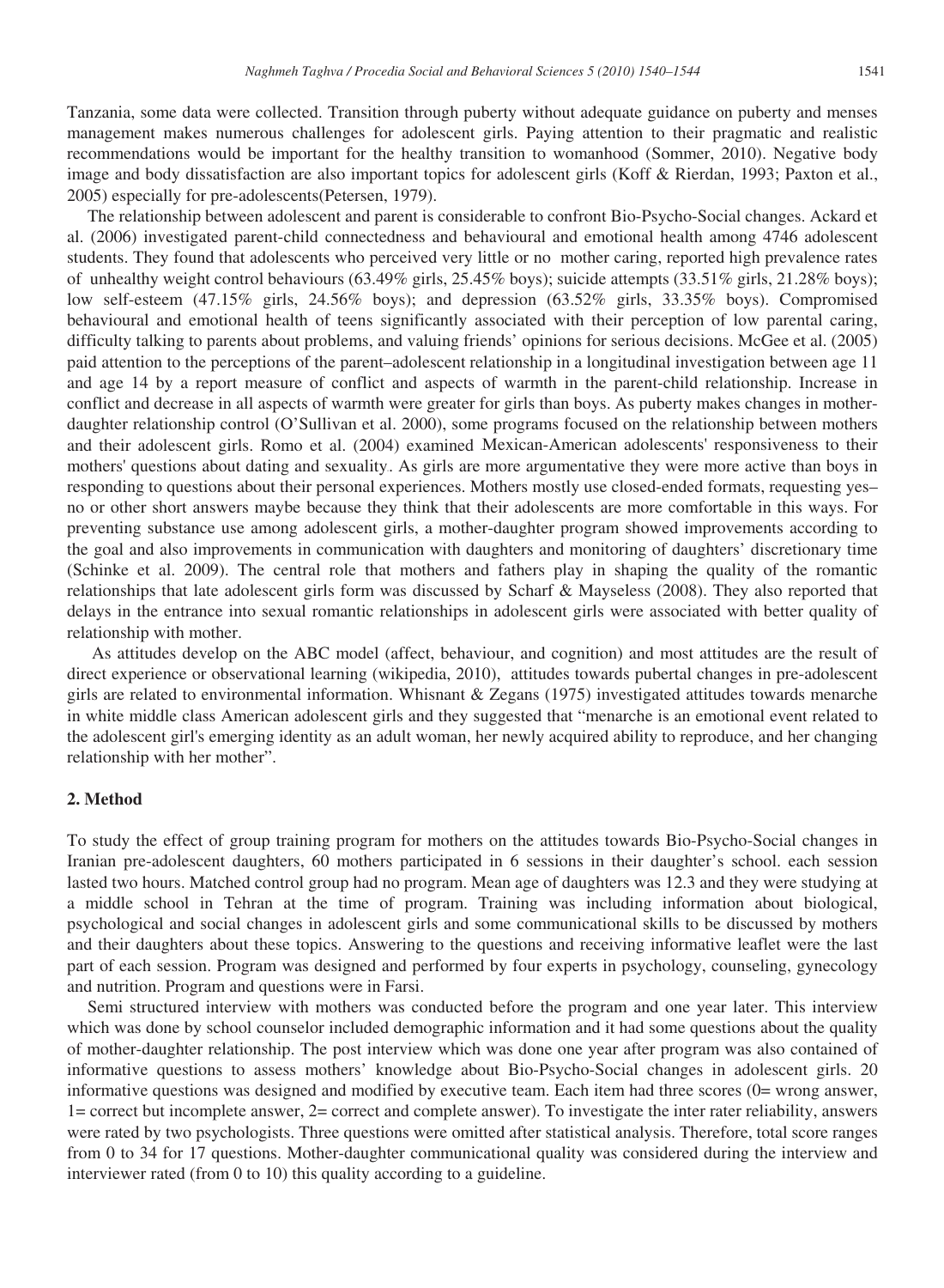Tanzania, some data were collected. Transition through puberty without adequate guidance on puberty and menses management makes numerous challenges for adolescent girls. Paying attention to their pragmatic and realistic recommendations would be important for the healthy transition to womanhood (Sommer, 2010). Negative body image and body dissatisfaction are also important topics for adolescent girls (Koff & Rierdan, 1993; Paxton et al., 2005) especially for pre-adolescents(Petersen, 1979).

The relationship between adolescent and parent is considerable to confront Bio-Psycho-Social changes. Ackard et al. (2006) investigated parent-child connectedness and behavioural and emotional health among 4746 adolescent students. They found that adolescents who perceived very little or no mother caring, reported high prevalence rates of unhealthy weight control behaviours (63.49% girls, 25.45% boys); suicide attempts (33.51% girls, 21.28% boys); low self-esteem (47.15% girls, 24.56% boys); and depression (63.52% girls, 33.35% boys). Compromised behavioural and emotional health of teens significantly associated with their perception of low parental caring, difficulty talking to parents about problems, and valuing friends' opinions for serious decisions. McGee et al. (2005) paid attention to the perceptions of the parent–adolescent relationship in a longitudinal investigation between age 11 and age 14 by a report measure of conflict and aspects of warmth in the parent-child relationship. Increase in conflict and decrease in all aspects of warmth were greater for girls than boys. As puberty makes changes in mother-daughter relationship control (O'Sullivan et al. 2000), some programs focused on the relationship between mothers and their adolescent girls. Romo et al. (2004) examined Mexican-American adolescents' responsiveness to their mothers' questions about dating and sexuality. As girls are more argumentative they were more active than boys in responding to questions about their personal experiences. Mothers mostly use closed-ended formats, requesting yes–no or other short answers maybe because they think that their adolescents are more comfortable in this ways. For preventing substance use among adolescent girls, a mother-daughter program showed improvements according to the goal and also improvements in communication with daughters and monitoring of daughters' discretionary time (Schinke et al. 2009). The central role that mothers and fathers play in shaping the quality of the romantic relationships that late adolescent girls form was discussed by Scharf & Mayseless (2008). They also reported that delays in the entrance into sexual romantic relationships in adolescent girls were associated with better quality of relationship with mother.

As attitudes develop on the ABC model (affect, behaviour, and cognition) and most attitudes are the result of direct experience or observational learning (wikipedia, 2010), attitudes towards pubertal changes in pre-adolescent girls are related to environmental information. Whisnant & Zegans (1975) investigated attitudes towards menarche in white middle class American adolescent girls and they suggested that "menarche is an emotional event related to the adolescent girl's emerging identity as an adult woman, her newly acquired ability to reproduce, and her changing relationship with her mother".

## 2. Method

To study the effect of group training program for mothers on the attitudes towards Bio-Psycho-Social changes in Iranian pre-adolescent daughters, 60 mothers participated in 6 sessions in their daughter's school. each session lasted two hours. Matched control group had no program. Mean age of daughters was 12.3 and they were studying at a middle school in Tehran at the time of program. Training was including information about biological, psychological and social changes in adolescent girls and some communicational skills to be discussed by mothers and their daughters about these topics. Answering to the questions and receiving informative leaflet were the last part of each session. Program was designed and performed by four experts in psychology, counseling, gynecology and nutrition. Program and questions were in Farsi.

Semi structured interview with mothers was conducted before the program and one year later. This interview which was done by school counselor included demographic information and it had some questions about the quality of mother-daughter relationship. The post interview which was done one year after program was also contained of informative questions to assess mothers' knowledge about Bio-Psycho-Social changes in adolescent girls. 20 informative questions was designed and modified by executive team. Each item had three scores (0= wrong answer, 1= correct but incomplete answer, 2= correct and complete answer). To investigate the inter rater reliability, answers were rated by two psychologists. Three questions were omitted after statistical analysis. Therefore, total score ranges from 0 to 34 for 17 questions. Mother-daughter communicational quality was considered during the interview and interviewer rated (from 0 to 10) this quality according to a guideline.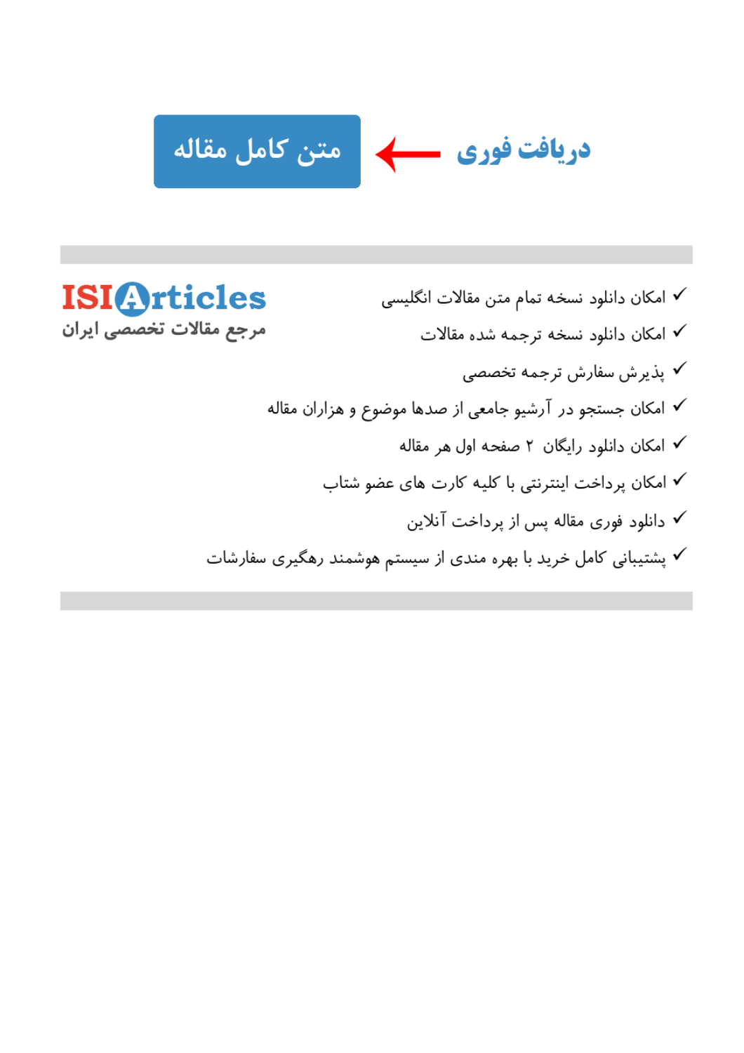دریافت فوری ← **متن کامل مقاله**

---

**ISIArticles**
مرجع مقالات تخصصی ایران

- ✓ امکان دانلود نسخه تمام متن مقالات انگلیسی
- ✓ امکان دانلود نسخه ترجمه شده مقالات
- ✓ پذیرش سفارش ترجمه تخصصی
- ✓ امکان جستجو در آرشیو جامعی از صدها موضوع و هزاران مقاله
- ✓ امکان دانلود رایگان ۲ صفحه اول هر مقاله
- ✓ امکان پرداخت اینترنتی با کلیه کارت های عضو شتاب
- ✓ دانلود فوری مقاله پس از پرداخت آنلاین
- ✓ پشتیبانی کامل خرید با بهره مندی از سیستم هوشمند رهگیری سفارشات

---